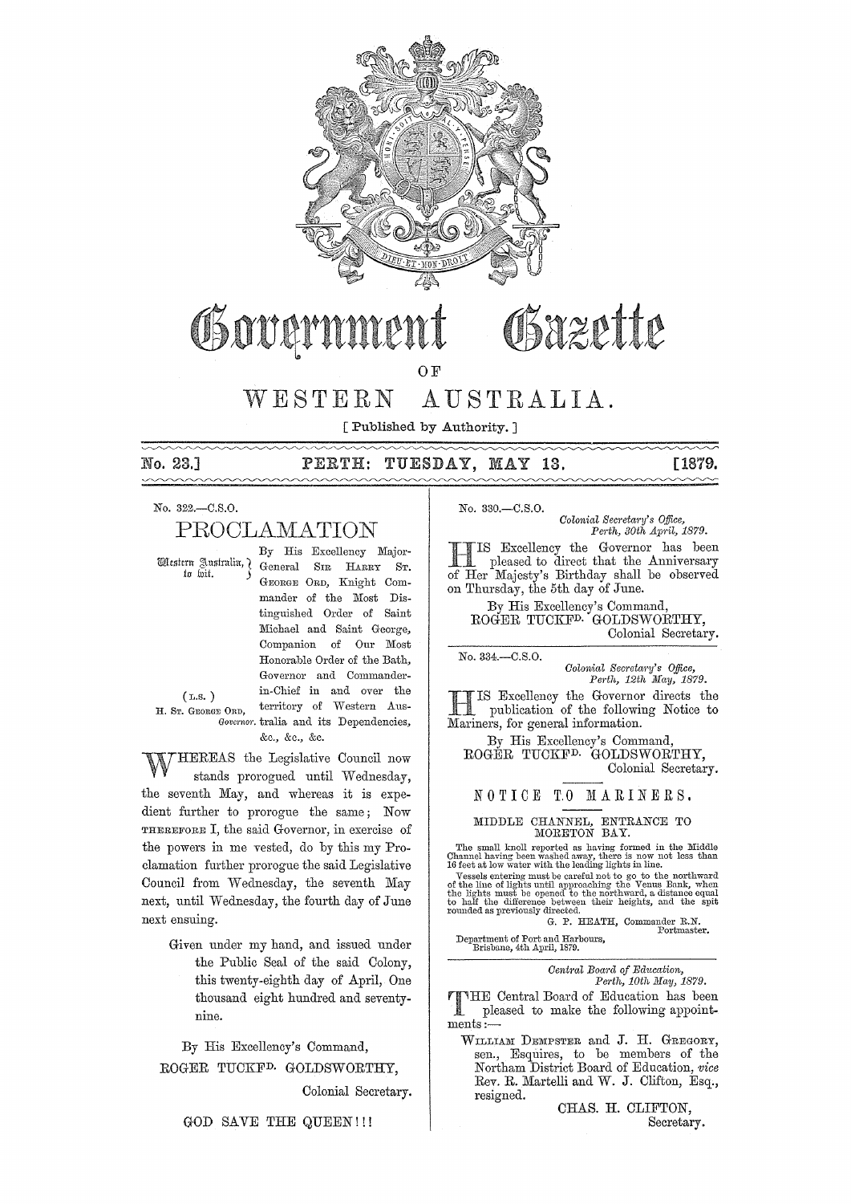# Government Gazette

## OF

# WESTERN AUSTRALIA.

[ Published by Authority. ]

**No. 23.] PERTH: TUESDAY, MAY 13. [1879.**

No. 322.—C.S.O.

## PROCLAMATION

Western Australia, to wit.

(L.S.)
H. ST. GEORGE ORD, Governor.

By His Excellency Major-General SIR HARRY ST. GEORGE ORD, Knight Commander of the Most Distinguished Order of Saint Michael and Saint George, Companion of Our Most Honorable Order of the Bath, Governor and Commander-in-Chief in and over the territory of Western Australia and its Dependencies, &c., &c., &c.

WHEREAS the Legislative Council now stands prorogued until Wednesday, the seventh May, and whereas it is expedient further to prorogue the same; Now THEREFORE I, the said Governor, in exercise of the powers in me vested, do by this my Proclamation further prorogue the said Legislative Council from Wednesday, the seventh May next, until Wednesday, the fourth day of June next ensuing.

Given under my hand, and issued under the Public Seal of the said Colony, this twenty-eighth day of April, One thousand eight hundred and seventy-nine.

By His Excellency's Command,
ROGER TUCKFD. GOLDSWORTHY,
Colonial Secretary.

GOD SAVE THE QUEEN!!!

---

No. 330.—C.S.O.

*Colonial Secretary's Office,*
*Perth, 30th April, 1879.*

HIS Excellency the Governor has been pleased to direct that the Anniversary of Her Majesty's Birthday shall be observed on Thursday, the 5th day of June.

By His Excellency's Command,
ROGER TUCKFD. GOLDSWORTHY,
Colonial Secretary.

---

No. 334.—C.S.O.

*Colonial Secretary's Office,*
*Perth, 12th May, 1879.*

HIS Excellency the Governor directs the publication of the following Notice to Mariners, for general information.

By His Excellency's Command,
ROGER TUCKFD. GOLDSWORTHY,
Colonial Secretary.

### NOTICE TO MARINERS.

MIDDLE CHANNEL, ENTRANCE TO MORETON BAY.

The small knoll reported as having formed in the Middle Channel having been washed away, there is now not less than 16 feet at low water with the leading lights in line.

Vessels entering must be careful not to go to the northward of the line of lights until approaching the Venus Bank, when the lights must be opened to the northward, a distance equal to half the difference between their heights, and the spit rounded as previously directed.

G. P. HEATH, Commander R.N.
Portmaster.

Department of Port and Harbours,
Brisbane, 4th April, 1879.

---

*Central Board of Education,*
*Perth, 10th May, 1879.*

THE Central Board of Education has been pleased to make the following appointments:—

WILLIAM DEMPSTER and J. H. GREGORY, sen., Esquires, to be members of the Northam District Board of Education, *vice* Rev. R. Martelli and W. J. Clifton, Esq., resigned.

CHAS. H. CLIFTON,
Secretary.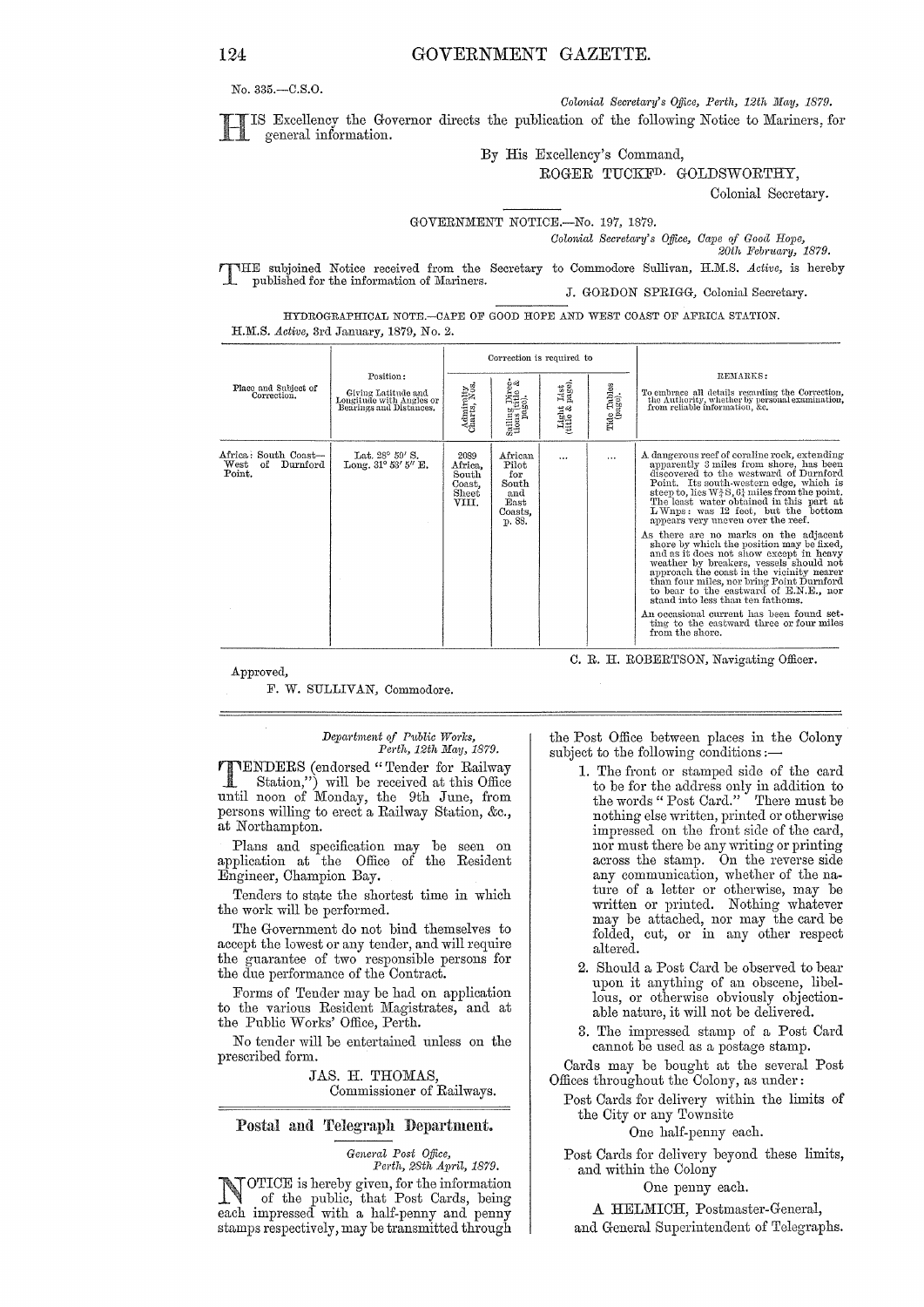No. 335.—C.S.O.

*Colonial Secretary's Office, Perth, 12th May, 1879.*

HIS Excellency the Governor directs the publication of the following Notice to Mariners, for general information.

By His Excellency's Command,
ROGER TUCKFD. GOLDSWORTHY,
Colonial Secretary.

GOVERNMENT NOTICE.—No. 197, 1879.

*Colonial Secretary's Office, Cape of Good Hope, 20th February, 1879.*

THE subjoined Notice received from the Secretary to Commodore Sullivan, H.M.S. *Active*, is hereby published for the information of Mariners.

J. GORDON SPRIGG, Colonial Secretary.

HYDROGRAPHICAL NOTE.—CAPE OF GOOD HOPE AND WEST COAST OF AFRICA STATION.
H.M.S. *Active*, 3rd January, 1879, No. 2.

| Place and Subject of Correction. | Position: Giving Latitude and Longitude with Angles or Bearings and Distances. | Correction is required to | | | | REMARKS: To embrace all details regarding the Correction, the Authority, whether by personal examination, from reliable information, &c. |
|---|---|---|---|---|---|---|
| | | Admiralty Charts, Nos. | Sailing Directions (title & page). | Light List (title & page). | Tide Tables (page). | |
| Africa: South Coast—West of Durnford Point. | Lat. 28° 59′ S. Long. 31° 53′ 5″ E. | 2089 Africa, South Coast, Sheet VIII. | African Pilot for South and East Coasts, p. 88. | ... | ... | A dangerous reef of coraline rock, extending apparently 3 miles from shore, has been discovered to the westward of Durnford Point. Its south-western edge, which is steep to, lies W¾S, 6¼ miles from the point. The least water obtained in this part at L Wsps: was 12 feet, but the bottom appears very uneven over the reef. As there are no marks on the adjacent shore by which the position may be fixed, and as it does not show except in heavy weather by breakers, vessels should not approach the coast in the vicinity nearer than four miles, nor bring Point Durnford to bear to the eastward of E.N.E., nor stand into less than ten fathoms. An occasional current has been found setting to the eastward three or four miles from the shore. |

C. R. H. ROBERTSON, Navigating Officer.

Approved,
F. W. SULLIVAN, Commodore.

---

*Department of Public Works, Perth, 12th May, 1879.*

TENDERS (endorsed "Tender for Railway Station,") will be received at this Office until noon of Monday, the 9th June, from persons willing to erect a Railway Station, &c., at Northampton.

Plans and specification may be seen on application at the Office of the Resident Engineer, Champion Bay.

Tenders to state the shortest time in which the work will be performed.

The Government do not bind themselves to accept the lowest or any tender, and will require the guarantee of two responsible persons for the due performance of the Contract.

Forms of Tender may be had on application to the various Resident Magistrates, and at the Public Works' Office, Perth.

No tender will be entertained unless on the prescribed form.

JAS. H. THOMAS,
Commissioner of Railways.

## Postal and Telegraph Department.

*General Post Office, Perth, 28th April, 1879.*

NOTICE is hereby given, for the information of the public, that Post Cards, being each impressed with a half-penny and penny stamps respectively, may be transmitted through the Post Office between places in the Colony subject to the following conditions:—

1. The front or stamped side of the card to be for the address only in addition to the words "Post Card." There must be nothing else written, printed or otherwise impressed on the front side of the card, nor must there be any writing or printing across the stamp. On the reverse side any communication, whether of the nature of a letter or otherwise, may be written or printed. Nothing whatever may be attached, nor may the card be folded, cut, or in any other respect altered.
2. Should a Post Card be observed to bear upon it anything of an obscene, libellous, or otherwise obviously objectionable nature, it will not be delivered.
3. The impressed stamp of a Post Card cannot be used as a postage stamp.

Cards may be bought at the several Post Offices throughout the Colony, as under:

Post Cards for delivery within the limits of the City or any Townsite
One half-penny each.

Post Cards for delivery beyond these limits, and within the Colony
One penny each.

A HELMICH, Postmaster-General,
and General Superintendent of Telegraphs.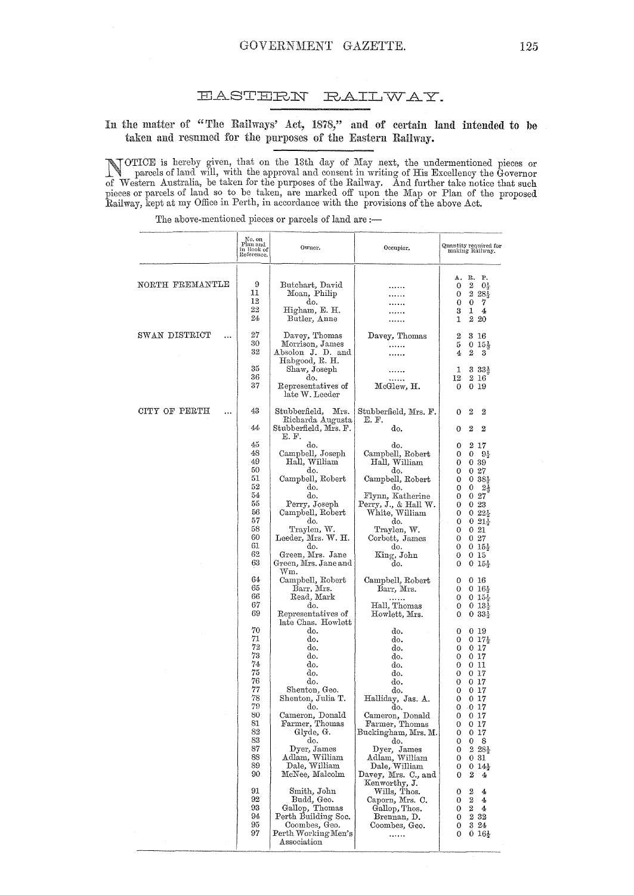# EASTERN RAILWAY.

## In the matter of "The Railways' Act, 1878," and of certain land intended to be taken and resumed for the purposes of the Eastern Railway.

NOTICE is hereby given, that on the 13th day of May next, the undermentioned pieces or parcels of land will, with the approval and consent in writing of His Excellency the Governor of Western Australia, be taken for the purposes of the Railway. And further take notice that such pieces or parcels of land so to be taken, are marked off upon the Map or Plan of the proposed Railway, kept at my Office in Perth, in accordance with the provisions of the above Act.

The above-mentioned pieces or parcels of land are:—

| | No. on Plan and in Book of Reference. | Owner. | Occupier. | Quantity required for making Railway. A. R. P. |
|---|---|---|---|---|
| NORTH FREMANTLE | 9 | Butchart, David | ...... | 0 2 0½ |
| | 11 | Moan, Philip | ...... | 0 2 28½ |
| | 12 | do. | ...... | 0 0 7 |
| | 22 | Higham, E. H. | ...... | 3 1 4 |
| | 24 | Butler, Anne | ...... | 1 2 20 |
| SWAN DISTRICT ... | 27 | Davey, Thomas | Davey, Thomas | 2 3 16 |
| | 30 | Morrison, James | ...... | 5 0 15½ |
| | 32 | Absolon J. D. and Habgood, R. H. | ...... | 4 2 3 |
| | 35 | Shaw, Joseph | ...... | 1 3 33½ |
| | 36 | do. | ...... | 12 2 16 |
| | 37 | Representatives of late W. Leeder | McGlew, H. | 0 0 19 |
| CITY OF PERTH ... | 43 | Stubberfield, Mrs. Richarda Augusta | Stubberfield, Mrs. F. E. F. | 0 2 2 |
| | 44 | Stubberfield, Mrs. F. E. F. | do. | 0 2 2 |
| | 45 | do. | do. | 0 2 17 |
| | 48 | Campbell, Joseph | Campbell, Robert | 0 0 9½ |
| | 49 | Hall, William | Hall, William | 0 0 39 |
| | 50 | do. | do. | 0 0 27 |
| | 51 | Campbell, Robert | Campbell, Robert | 0 0 38½ |
| | 52 | do. | do. | 0 0 2½ |
| | 54 | do. | Flynn, Katherine | 0 0 27 |
| | 55 | Perry, Joseph | Perry, J., & Hall W. | 0 0 23 |
| | 56 | Campbell, Robert | White, William | 0 0 22½ |
| | 57 | do. | do. | 0 0 21½ |
| | 58 | Traylen, W. | Traylen, W. | 0 0 21 |
| | 60 | Leeder, Mrs. W. H. | Corbett, James | 0 0 27 |
| | 61 | do. | do. | 0 0 15½ |
| | 62 | Green, Mrs. Jane | King, John | 0 0 15 |
| | 63 | Green, Mrs. Jane and Wm. | do. | 0 0 15½ |
| | 64 | Campbell, Robert | Campbell, Robert | 0 0 16 |
| | 65 | Barr, Mrs. | Barr, Mrs. | 0 0 16½ |
| | 66 | Read, Mark | ...... | 0 0 15½ |
| | 67 | do. | Hall, Thomas | 0 0 13½ |
| | 69 | Representatives of late Chas. Howlett | Howlett, Mrs. | 0 0 33½ |
| | 70 | do. | do. | 0 0 19 |
| | 71 | do. | do. | 0 0 17½ |
| | 72 | do. | do. | 0 0 17 |
| | 73 | do. | do. | 0 0 17 |
| | 74 | do. | do. | 0 0 11 |
| | 75 | do. | do. | 0 0 17 |
| | 76 | do. | do. | 0 0 17 |
| | 77 | Shenton, Geo. | do. | 0 0 17 |
| | 78 | Shenton, Julia T. | Halliday, Jas. A. | 0 0 17 |
| | 79 | do. | do. | 0 0 17 |
| | 80 | Cameron, Donald | Cameron, Donald | 0 0 17 |
| | 81 | Farmer, Thomas | Farmer, Thomas | 0 0 17 |
| | 82 | Glyde, G. | Buckingham, Mrs. M. | 0 0 17 |
| | 83 | do. | do. | 0 0 8 |
| | 87 | Dyer, James | Dyer, James | 0 2 28½ |
| | 88 | Adlam, William | Adlam, William | 0 0 31 |
| | 89 | Dale, William | Dale, William | 0 0 14½ |
| | 90 | McNee, Malcolm | Davey, Mrs. C., and Kenworthy, J. | 0 2 4 |
| | 91 | Smith, John | Wills, Thos. | 0 2 4 |
| | 92 | Budd, Geo. | Caporn, Mrs. C. | 0 2 4 |
| | 93 | Gallop, Thomas | Gallop, Thos. | 0 2 4 |
| | 94 | Perth Building Soc. | Brennan, D. | 0 2 32 |
| | 95 | Coombes, Geo. | Coombes, Geo. | 0 3 24 |
| | 97 | Perth Working Men's Association | ...... | 0 0 16½ |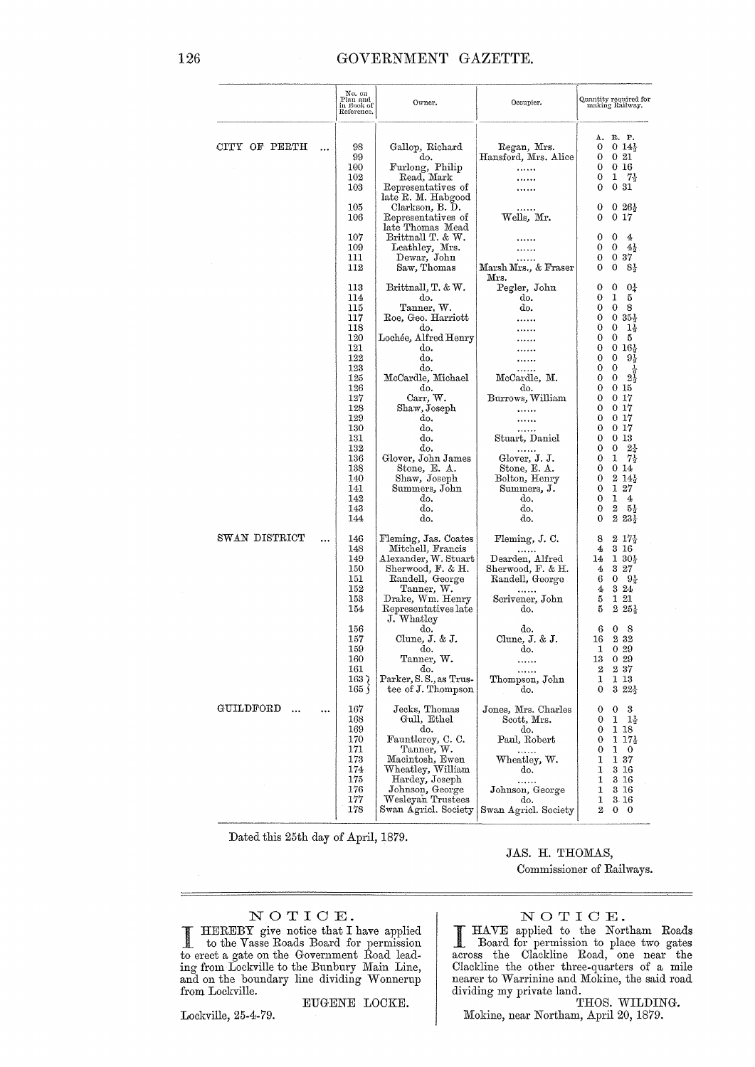| | No. on Plan and in Book of Reference. | Owner. | Occupier. | Quantity required for making Railway. |
|---|---|---|---|---|
| | | | | A. R. P. |
| CITY OF PERTH ... | 98 | Gallop, Richard | Regan, Mrs. | 0 0 14½ |
| | 99 | do. | Hansford, Mrs. Alice | 0 0 21 |
| | 100 | Furlong, Philip | ...... | 0 0 16 |
| | 102 | Read, Mark | ...... | 0 1 7½ |
| | 103 | Representatives of late R. M. Habgood | ...... | 0 0 31 |
| | 105 | Clarkson, B. D. | ...... | 0 0 26½ |
| | 106 | Representatives of late Thomas Mead | Wells, Mr. | 0 0 17 |
| | 107 | Brittnall T. & W. | ...... | 0 0 4 |
| | 109 | Leathley, Mrs. | ...... | 0 0 4½ |
| | 111 | Dewar, John | ...... | 0 0 37 |
| | 112 | Saw, Thomas | Marsh Mrs., & Fraser Mrs. | 0 0 8½ |
| | 113 | Brittnall, T. & W. | Pegler, John | 0 0 0½ |
| | 114 | do. | do. | 0 1 5 |
| | 115 | Tanner, W. | do. | 0 0 8 |
| | 117 | Roe, Geo. Harriott | ...... | 0 0 35½ |
| | 118 | do. | ...... | 0 0 1½ |
| | 120 | Lochée, Alfred Henry | ...... | 0 0 5 |
| | 121 | do. | ...... | 0 0 16½ |
| | 122 | do. | ...... | 0 0 9½ |
| | 123 | do. | ...... | 0 0 ½ |
| | 125 | McCardle, Michael | McCardle, M. | 0 0 2½ |
| | 126 | do. | do. | 0 0 15 |
| | 127 | Carr, W. | Burrows, William | 0 0 17 |
| | 128 | Shaw, Joseph | ...... | 0 0 17 |
| | 129 | do. | ...... | 0 0 17 |
| | 130 | do. | ...... | 0 0 17 |
| | 131 | do. | Stuart, Daniel | 0 0 13 |
| | 132 | do. | ...... | 0 0 2½ |
| | 136 | Glover, John James | Glover, J. J. | 0 1 7½ |
| | 138 | Stone, E. A. | Stone, E. A. | 0 0 14 |
| | 140 | Shaw, Joseph | Bolton, Henry | 0 2 14½ |
| | 141 | Summers, John | Summers, J. | 0 1 27 |
| | 142 | do. | do. | 0 1 4 |
| | 143 | do. | do. | 0 2 5½ |
| | 144 | do. | do. | 0 2 23½ |
| SWAN DISTRICT ... | 146 | Fleming, Jas. Coates | Fleming, J. C. | 8 2 17½ |
| | 148 | Mitchell, Francis | ...... | 4 3 16 |
| | 149 | Alexander, W. Stuart | Dearden, Alfred | 14 1 30½ |
| | 150 | Sherwood, F. & H. | Sherwood, F. & H. | 4 3 27 |
| | 151 | Randell, George | Randell, George | 6 0 9½ |
| | 152 | Tanner, W. | ...... | 4 3 24 |
| | 153 | Drake, Wm. Henry | Scrivener, John | 5 1 21 |
| | 154 | Representatives late J. Whatley | do. | 5 2 25½ |
| | 156 | do. | do. | 6 0 8 |
| | 157 | Clune, J. & J. | Clune, J. & J. | 16 2 32 |
| | 159 | do. | do. | 1 0 29 |
| | 160 | Tanner, W. | ...... | 13 0 29 |
| | 161 | do. | ...... | 2 2 37 |
| | 163 } 165 } | Parker, S. S., as Trustee of J. Thompson | Thompson, John / do. | 1 1 13 / 0 3 22½ |
| GUILDFORD ... ... | 167 | Jecks, Thomas | Jones, Mrs. Charles | 0 0 3 |
| | 168 | Gull, Ethel | Scott, Mrs. | 0 1 1½ |
| | 169 | do. | do. | 0 1 18 |
| | 170 | Fauntleroy, C. C. | Paul, Robert | 0 1 17½ |
| | 171 | Tanner, W. | ...... | 0 1 0 |
| | 173 | Macintosh, Ewen | Wheatley, W. | 1 1 37 |
| | 174 | Wheatley, William | do. | 1 3 16 |
| | 175 | Hardey, Joseph | ...... | 1 3 16 |
| | 176 | Johnson, George | Johnson, George | 1 3 16 |
| | 177 | Wesleyan Trustees | do. | 1 3 16 |
| | 178 | Swan Agricl. Society | Swan Agricl. Society | 2 0 0 |

Dated this 25th day of April, 1879.

JAS. H. THOMAS,
Commissioner of Railways.

---

## NOTICE.

I HEREBY give notice that I have applied to the Vasse Roads Board for permission to erect a gate on the Government Road leading from Lockville to the Bunbury Main Line, and on the boundary line dividing Wonnerup from Lockville.

EUGENE LOCKE.

Lockville, 25-4-79.

## NOTICE.

I HAVE applied to the Northam Roads Board for permission to place two gates across the Clackline Road, one near the Clackline the other three-quarters of a mile nearer to Warrinine and Mokine, the said road dividing my private land.

THOS. WILDING.

Mokine, near Northam, April 20, 1879.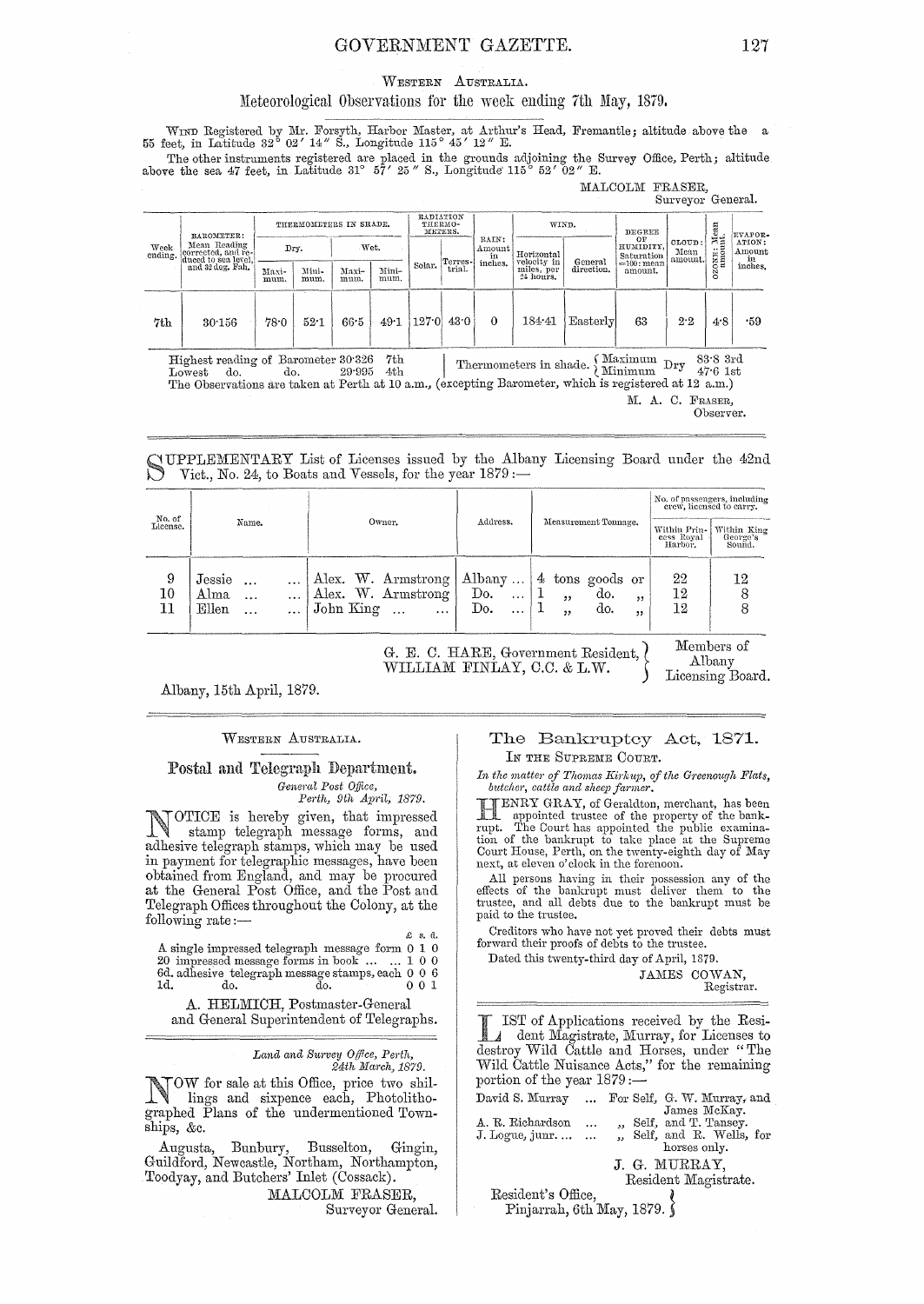WESTERN AUSTRALIA.

## Meteorological Observations for the week ending 7th May, 1879.

WIND Registered by Mr. Forsyth, Harbor Master, at Arthur's Head, Fremantle; altitude above the sea 55 feet, in Latitude 32° 02′ 14″ S., Longitude 115° 45′ 12″ E.

The other instruments registered are placed in the grounds adjoining the Survey Office, Perth; altitude above the sea 47 feet, in Latitude 31° 57′ 25″ S., Longitude 115° 52′ 02″ E.

MALCOLM FRASER,
Surveyor General.

| Week ending. | BAROMETER: Mean Reading corrected, and reduced to sea level, and 32 deg. Fah. | THERMOMETERS IN SHADE. | | | | RADIATION THERMOMETERS. | | RAIN: Amount in inches. | WIND. | | DEGREE OF HUMIDITY, Saturation =100: mean amount. | CLOUD: Mean amount. | OZONE: Mean amount. | EVAPORATION: Amount in inches. |
|---|---|---|---|---|---|---|---|---|---|---|---|---|---|---|
| | | Dry. | | Wet. | | | | | | | | | | |
| | | Maximum. | Minimum. | Maximum. | Minimum. | Solar. | Terrestrial. | | Horizontal velocity in miles, per 24 hours. | General direction. | | | | |
| 7th | 30·156 | 78·0 | 52·1 | 66·5 | 49·1 | 127·0 | 43·0 | 0 | 184·41 | Easterly | 63 | 2·2 | 4·8 | ·59 |

Highest reading of Barometer 30·326 7th
Lowest do. do. 29·995 4th

Thermometers in shade. Maximum Dry 83·8 3rd; Minimum Dry 47·6 1st

The Observations are taken at Perth at 10 a.m., (excepting Barometer, which is registered at 12 a.m.)

M. A. C. FRASER,
Observer.

---

SUPPLEMENTARY List of Licenses issued by the Albany Licensing Board under the 42nd Vict., No. 24, to Boats and Vessels, for the year 1879:—

| No. of License. | Name. | Owner. | Address. | Measurement Tonnage. | No. of passengers, including crew, licensed to carry. Within Princess Royal Harbor. | Within King George's Sound. |
|---|---|---|---|---|---|---|
| 9 | Jessie ... ... | Alex. W. Armstrong | Albany ... | 4 tons goods or | 22 | 12 |
| 10 | Alma ... ... | Alex. W. Armstrong | Do. ... | 1 „ do. „ | 12 | 8 |
| 11 | Ellen ... ... | John King ... ... | Do. ... | 1 „ do. „ | 12 | 8 |

G. E. C. HARE, Government Resident,
WILLIAM FINLAY, C.C. & L.W.
Members of Albany Licensing Board.

Albany, 15th April, 1879.

---

WESTERN AUSTRALIA.

## Postal and Telegraph Department.

*General Post Office,*
*Perth, 9th April, 1879.*

NOTICE is hereby given, that impressed stamp telegraph message forms, and adhesive telegraph stamps, which may be used in payment for telegraphic messages, have been obtained from England, and may be procured at the General Post Office, and the Post and Telegraph Offices throughout the Colony, at the following rate:—

| | £ | s. | d. |
|---|---|---|---|
| A single impressed telegraph message form | 0 | 1 | 0 |
| 20 impressed message forms in book ... ... | 1 | 0 | 0 |
| 6d. adhesive telegraph message stamps, each | 0 | 0 | 6 |
| 1d. do. do. | 0 | 0 | 1 |

A. HELMICH, Postmaster-General
and General Superintendent of Telegraphs.

---

*Land and Survey Office, Perth,*
*24th March, 1879.*

NOW for sale at this Office, price two shillings and sixpence each, Photolithographed Plans of the undermentioned Townships, &c.

Augusta, Bunbury, Busselton, Gingin, Guildford, Newcastle, Northam, Northampton, Toodyay, and Butchers' Inlet (Cossack).

MALCOLM FRASER,
Surveyor General.

---

## The Bankruptcy Act, 1871.

IN THE SUPREME COURT.

*In the matter of Thomas Kirkup, of the Greenough Flats, butcher, cattle and sheep farmer.*

HENRY GRAY, of Geraldton, merchant, has been appointed trustee of the property of the bankrupt. The Court has appointed the public examination of the bankrupt to take place at the Supreme Court House, Perth, on the twenty-eighth day of May next, at eleven o'clock in the forenoon.

All persons having in their possession any of the effects of the bankrupt must deliver them to the trustee, and all debts due to the bankrupt must be paid to the trustee.

Creditors who have not yet proved their debts must forward their proofs of debts to the trustee.

Dated this twenty-third day of April, 1879.

JAMES COWAN,
Registrar.

---

LIST of Applications received by the Resident Magistrate, Murray, for Licenses to destroy Wild Cattle and Horses, under "The Wild Cattle Nuisance Acts," for the remaining portion of the year 1879:—

David S. Murray ... For Self, G. W. Murray, and James McKay.
A. R. Richardson ... „ Self, and T. Tansey.
J. Logue, junr. ... ... „ Self, and R. Wells, for horses only.

J. G. MURRAY,
Resident Magistrate.

Resident's Office,
Pinjarrah, 6th May, 1879.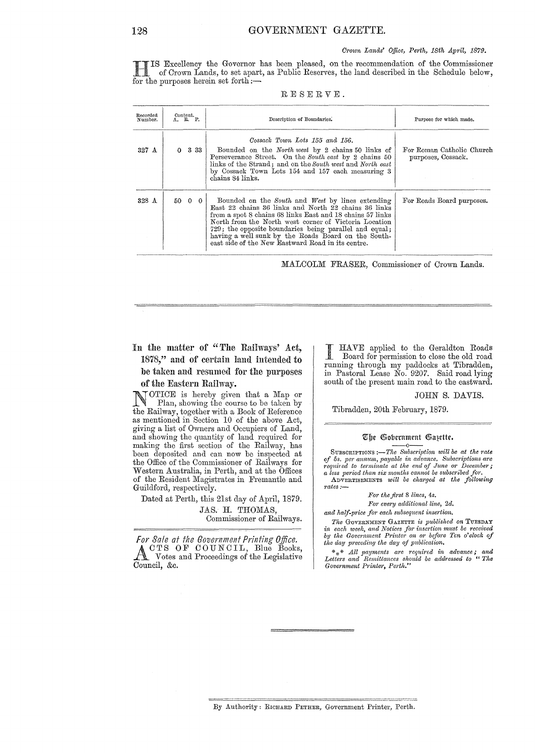*Crown Lands' Office, Perth, 18th April, 1879.*

HIS Excellency the Governor has been pleased, on the recommendation of the Commissioner of Crown Lands, to set apart, as Public Reserves, the land described in the Schedule below, for the purposes herein set forth:—

RESERVE.

| Recorded Number. | Content. A. R. P. | Description of Boundaries. | Purpose for which made. |
|---|---|---|---|
| 327 A | 0 3 33 | *Cossack Town Lots 155 and 156.* Bounded on the *North west* by 2 chains 50 links of Perseverance Street. On the *South east* by 2 chains 50 links of the Strand; and on the *South west* and *North east* by Cossack Town Lots 154 and 157 each measuring 3 chains 84 links. | For Roman Catholic Church purposes, Cossack. |
| 328 A | 50 0 0 | Bounded on the *South* and *West* by lines extending East 22 chains 36 links and North 22 chains 36 links from a spot 8 chains 68 links East and 18 chains 57 links North from the North west corner of Victoria Location 729; the opposite boundaries being parallel and equal; having a well sunk by the Roads Board on the South-east side of the New Eastward Road in its centre. | For Roads Board purposes. |

MALCOLM FRASER, Commissioner of Crown Lands.

---

## In the matter of "The Railways' Act, 1878," and of certain land intended to be taken and resumed for the purposes of the Eastern Railway.

NOTICE is hereby given that a Map or Plan, showing the course to be taken by the Railway, together with a Book of Reference as mentioned in Section 10 of the above Act, giving a list of Owners and Occupiers of Land, and showing the quantity of land required for making the first section of the Railway, has been deposited and can now be inspected at the Office of the Commissioner of Railways for Western Australia, in Perth, and at the Offices of the Resident Magistrates in Fremantle and Guildford, respectively.

Dated at Perth, this 21st day of April, 1879.

JAS. H. THOMAS,
Commissioner of Railways.

---

*For Sale at the Government Printing Office.*

ACTS OF COUNCIL, Blue Books, Votes and Proceedings of the Legislative Council, &c.

---

I HAVE applied to the Geraldton Roads Board for permission to close the old road running through my paddocks at Tibradden, in Pastoral Lease No. 9207. Said road lying south of the present main road to the eastward.

JOHN S. DAVIS.

Tibradden, 20th February, 1879.

---

### The Government Gazette.

SUBSCRIPTIONS:—*The Subscription will be at the rate of 5s. per annum, payable in advance. Subscriptions are required to terminate at the end of June or December; a less period than six months cannot be subscribed for.*

ADVERTISEMENTS *will be charged at the following rates:—*

*For the first* 8 *lines,* 4*s.*

*For every additional line,* 2*d.*

*and half-price for each subsequent insertion.*

*The* GOVERNMENT GAZETTE *is published on* TUESDAY *in each week, and Notices for insertion must be received by the Government Printer on or before Ten o'clock of the day preceding the day of publication.*

\*\*\* *All payments are required in advance; and Letters and Remittances should be addressed to "The Government Printer, Perth."*

---

By Authority: RICHARD PETHER, Government Printer, Perth.